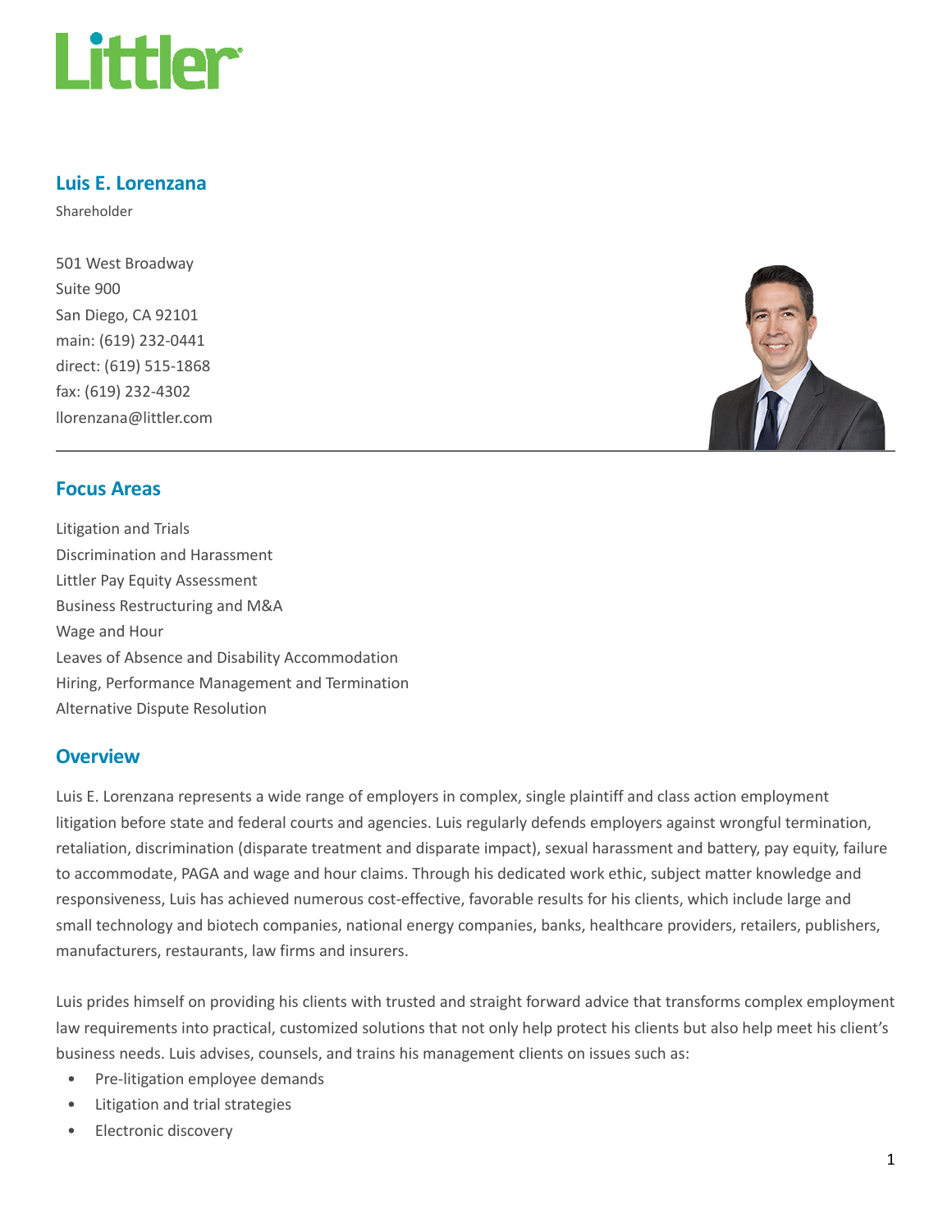# Luis E. Lorenzana

Shareholder

501 West Broadway
Suite 900
San Diego, CA 92101
main: (619) 232-0441
direct: (619) 515-1868
fax: (619) 232-4302
llorenzana@littler.com

## Focus Areas

Litigation and Trials
Discrimination and Harassment
Littler Pay Equity Assessment
Business Restructuring and M&A
Wage and Hour
Leaves of Absence and Disability Accommodation
Hiring, Performance Management and Termination
Alternative Dispute Resolution

## Overview

Luis E. Lorenzana represents a wide range of employers in complex, single plaintiff and class action employment litigation before state and federal courts and agencies. Luis regularly defends employers against wrongful termination, retaliation, discrimination (disparate treatment and disparate impact), sexual harassment and battery, pay equity, failure to accommodate, PAGA and wage and hour claims. Through his dedicated work ethic, subject matter knowledge and responsiveness, Luis has achieved numerous cost-effective, favorable results for his clients, which include large and small technology and biotech companies, national energy companies, banks, healthcare providers, retailers, publishers, manufacturers, restaurants, law firms and insurers.

Luis prides himself on providing his clients with trusted and straight forward advice that transforms complex employment law requirements into practical, customized solutions that not only help protect his clients but also help meet his client's business needs. Luis advises, counsels, and trains his management clients on issues such as:

- Pre-litigation employee demands
- Litigation and trial strategies
- Electronic discovery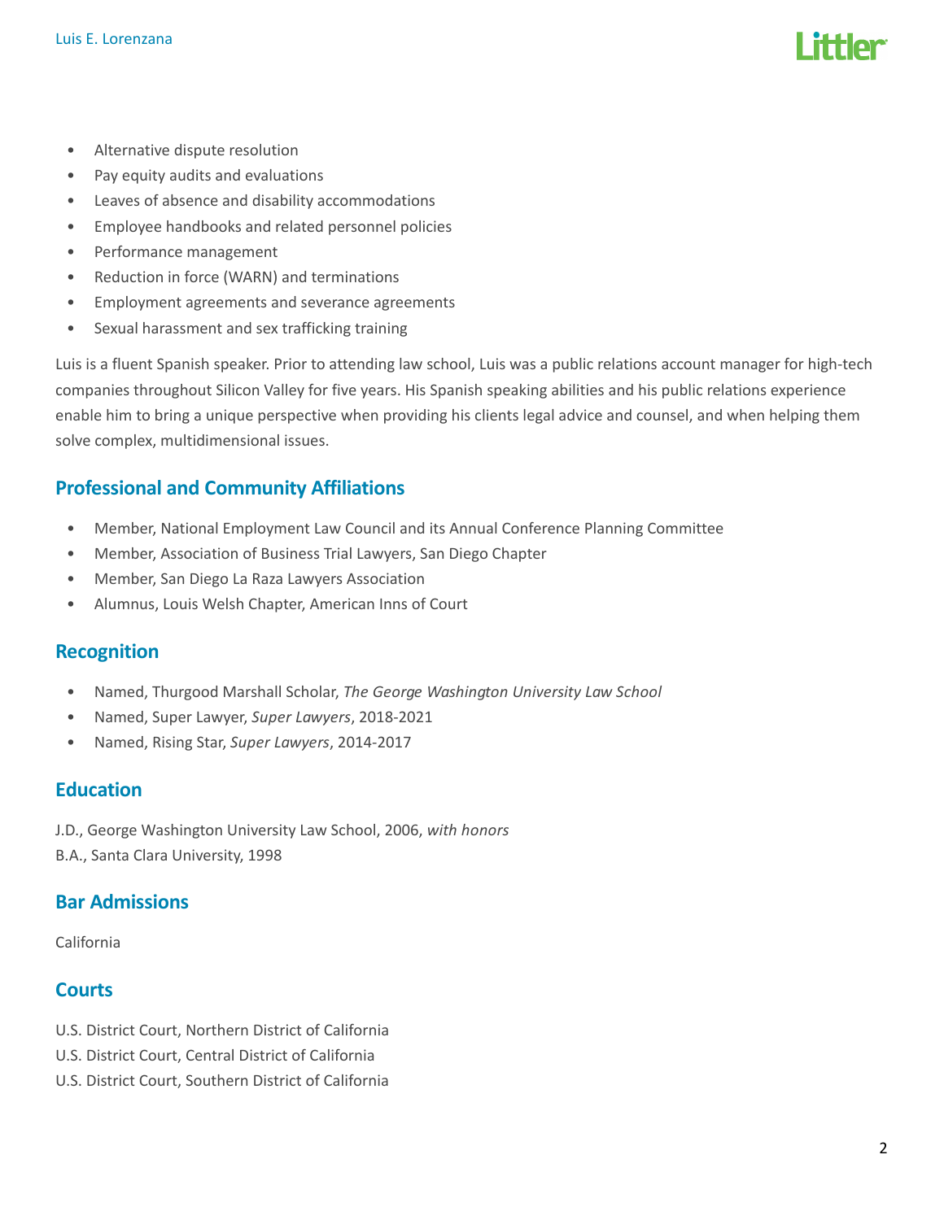- Alternative dispute resolution
- Pay equity audits and evaluations
- Leaves of absence and disability accommodations
- Employee handbooks and related personnel policies
- Performance management
- Reduction in force (WARN) and terminations
- Employment agreements and severance agreements
- Sexual harassment and sex trafficking training

Luis is a fluent Spanish speaker. Prior to attending law school, Luis was a public relations account manager for high-tech companies throughout Silicon Valley for five years. His Spanish speaking abilities and his public relations experience enable him to bring a unique perspective when providing his clients legal advice and counsel, and when helping them solve complex, multidimensional issues.

## Professional and Community Affiliations

- Member, National Employment Law Council and its Annual Conference Planning Committee
- Member, Association of Business Trial Lawyers, San Diego Chapter
- Member, San Diego La Raza Lawyers Association
- Alumnus, Louis Welsh Chapter, American Inns of Court

## Recognition

- Named, Thurgood Marshall Scholar, *The George Washington University Law School*
- Named, Super Lawyer, *Super Lawyers*, 2018-2021
- Named, Rising Star, *Super Lawyers*, 2014-2017

## Education

J.D., George Washington University Law School, 2006, *with honors*
B.A., Santa Clara University, 1998

## Bar Admissions

California

## Courts

U.S. District Court, Northern District of California
U.S. District Court, Central District of California
U.S. District Court, Southern District of California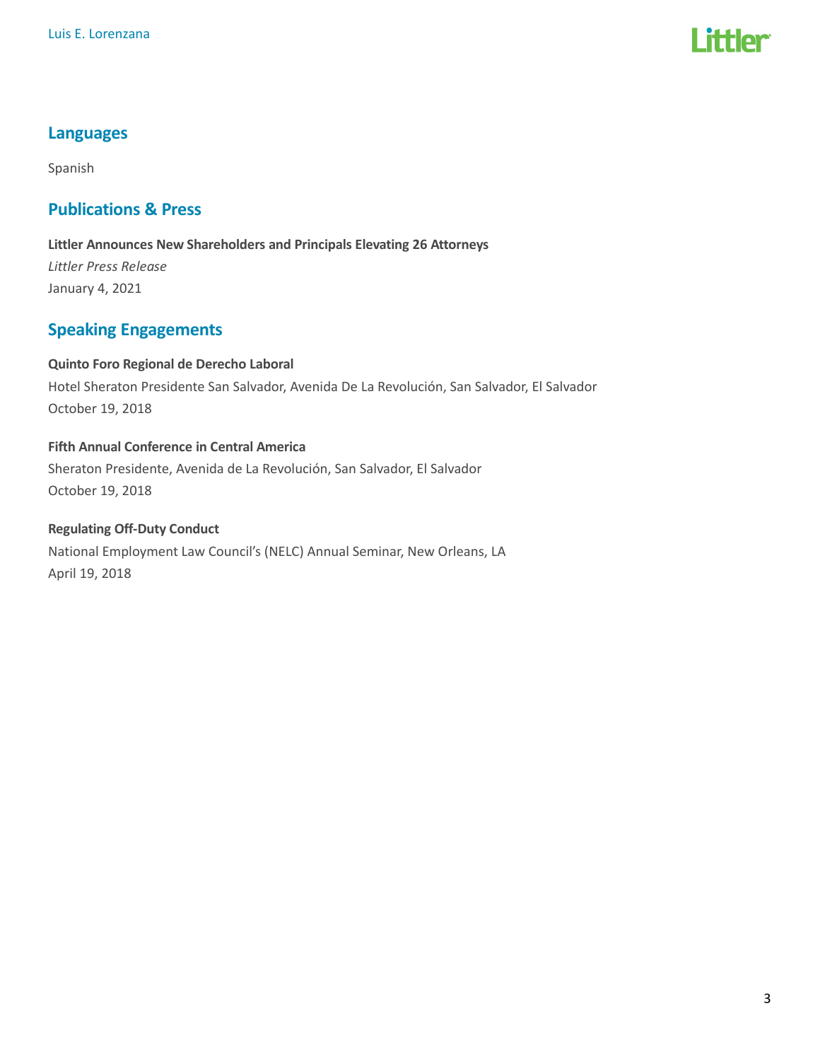## Languages

Spanish

## Publications & Press

**Littler Announces New Shareholders and Principals Elevating 26 Attorneys**
*Littler Press Release*
January 4, 2021

## Speaking Engagements

**Quinto Foro Regional de Derecho Laboral**
Hotel Sheraton Presidente San Salvador, Avenida De La Revolución, San Salvador, El Salvador
October 19, 2018

**Fifth Annual Conference in Central America**
Sheraton Presidente, Avenida de La Revolución, San Salvador, El Salvador
October 19, 2018

**Regulating Off-Duty Conduct**
National Employment Law Council's (NELC) Annual Seminar, New Orleans, LA
April 19, 2018